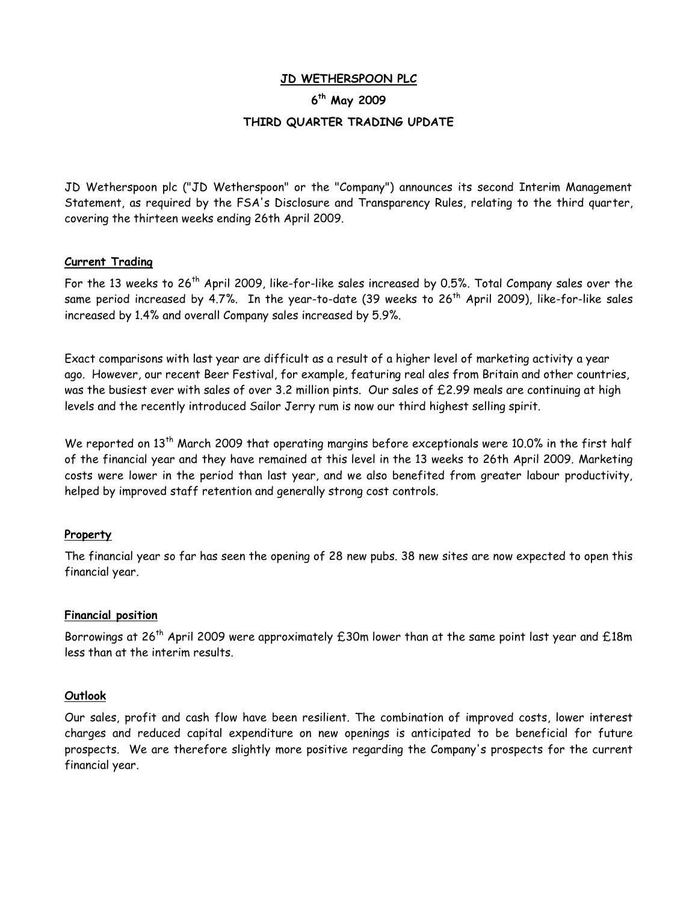# JD WETHERSPOON PLC

## 6th May 2009

## THIRD QUARTER TRADING UPDATE

JD Wetherspoon plc ("JD Wetherspoon" or the "Company") announces its second Interim Management Statement, as required by the FSA's Disclosure and Transparency Rules, relating to the third quarter, covering the thirteen weeks ending 26th April 2009.

### Current Trading

For the 13 weeks to 26th April 2009, like-for-like sales increased by 0.5%. Total Company sales over the same period increased by 4.7%. In the year-to-date (39 weeks to 26th April 2009), like-for-like sales increased by 1.4% and overall Company sales increased by 5.9%.

Exact comparisons with last year are difficult as a result of a higher level of marketing activity a year ago. However, our recent Beer Festival, for example, featuring real ales from Britain and other countries, was the busiest ever with sales of over 3.2 million pints. Our sales of £2.99 meals are continuing at high levels and the recently introduced Sailor Jerry rum is now our third highest selling spirit.

We reported on 13th March 2009 that operating margins before exceptionals were 10.0% in the first half of the financial year and they have remained at this level in the 13 weeks to 26th April 2009. Marketing costs were lower in the period than last year, and we also benefited from greater labour productivity, helped by improved staff retention and generally strong cost controls.

### Property

The financial year so far has seen the opening of 28 new pubs. 38 new sites are now expected to open this financial year.

### Financial position

Borrowings at 26th April 2009 were approximately £30m lower than at the same point last year and £18m less than at the interim results.

### Outlook

Our sales, profit and cash flow have been resilient. The combination of improved costs, lower interest charges and reduced capital expenditure on new openings is anticipated to be beneficial for future prospects. We are therefore slightly more positive regarding the Company's prospects for the current financial year.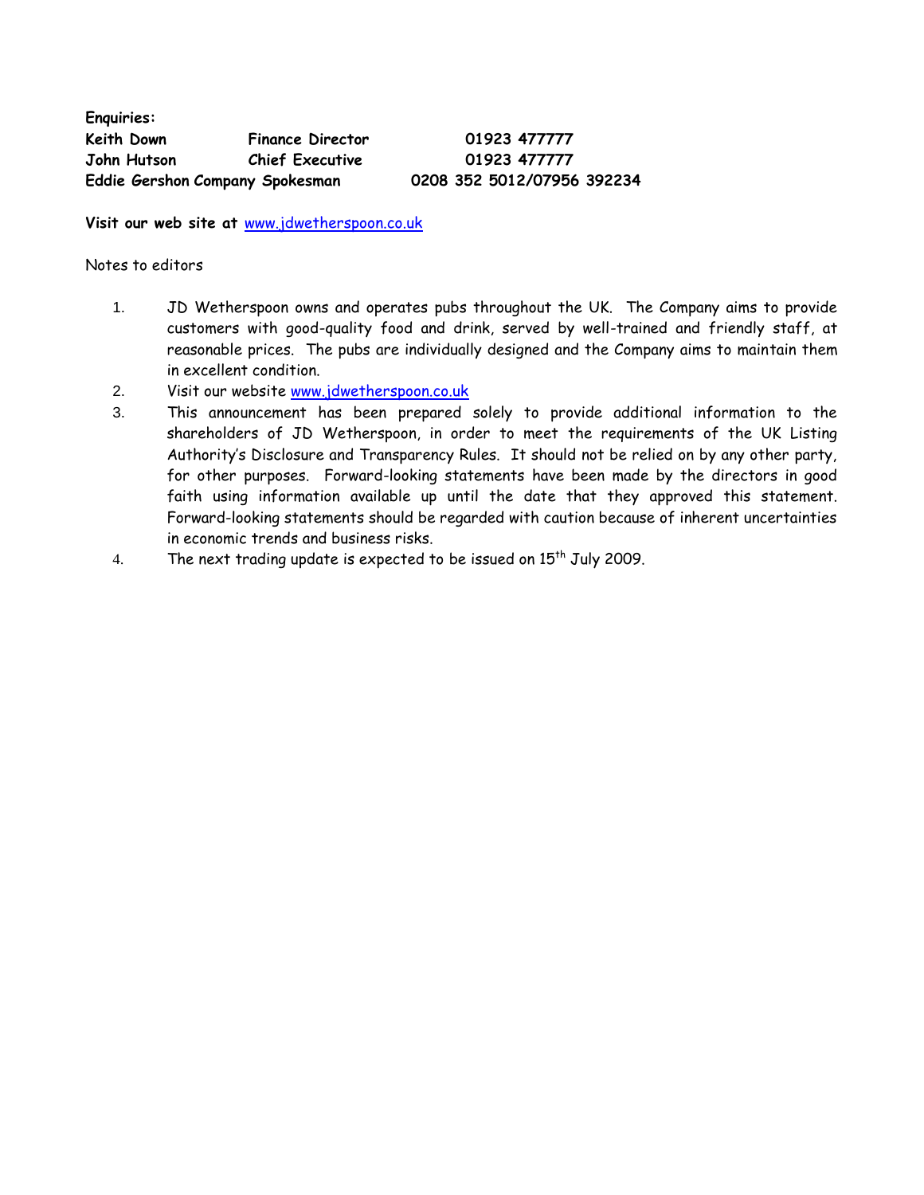**Enquiries:**

| | | |
|---|---|---|
| **Keith Down** | **Finance Director** | **01923 477777** |
| **John Hutson** | **Chief Executive** | **01923 477777** |
| **Eddie Gershon** | **Company Spokesman** | **0208 352 5012/07956 392234** |

**Visit our web site at** www.jdwetherspoon.co.uk

Notes to editors

1. JD Wetherspoon owns and operates pubs throughout the UK. The Company aims to provide customers with good-quality food and drink, served by well-trained and friendly staff, at reasonable prices. The pubs are individually designed and the Company aims to maintain them in excellent condition.
2. Visit our website www.jdwetherspoon.co.uk
3. This announcement has been prepared solely to provide additional information to the shareholders of JD Wetherspoon, in order to meet the requirements of the UK Listing Authority's Disclosure and Transparency Rules. It should not be relied on by any other party, for other purposes. Forward-looking statements have been made by the directors in good faith using information available up until the date that they approved this statement. Forward-looking statements should be regarded with caution because of inherent uncertainties in economic trends and business risks.
4. The next trading update is expected to be issued on 15th July 2009.